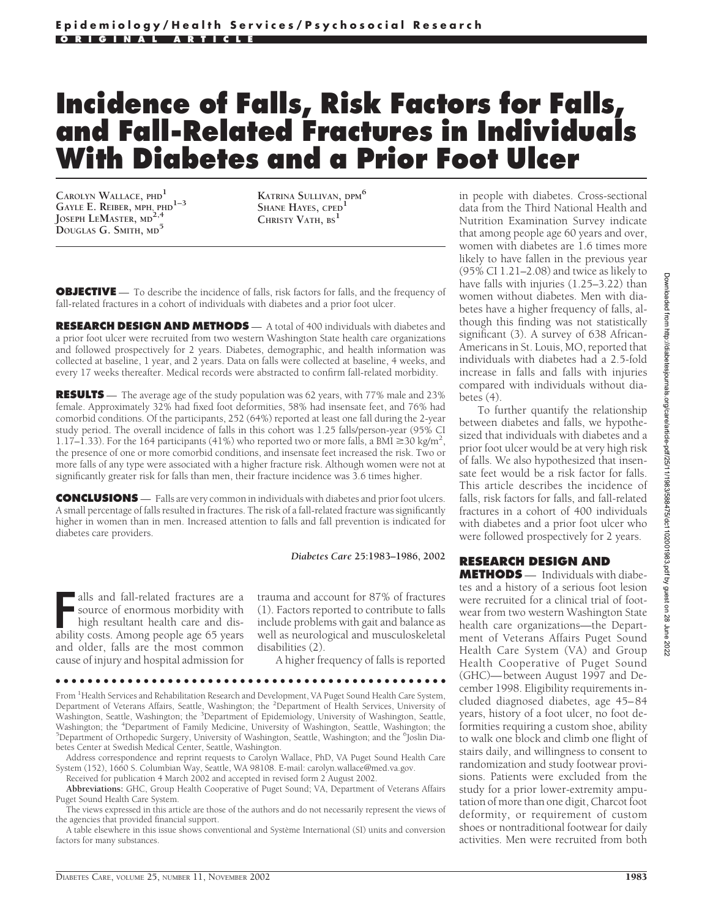Epidemiology/Health Services/Psychosocial Research

ORIGINAL ARTICLE

# Incidence of Falls, Risk Factors for Falls, and Fall-Related Fractures in Individuals With Diabetes and a Prior Foot Ulcer

CAROLYN WALLACE, PHD[1]
GAYLE E. REIBER, MPH, PHD[1–3]
JOSEPH LEMASTER, MD[2,4]
DOUGLAS G. SMITH, MD[5]
KATRINA SULLIVAN, DPM[6]
SHANE HAYES, CPED[1]
CHRISTY VATH, BS[1]

**OBJECTIVE** — To describe the incidence of falls, risk factors for falls, and the frequency of fall-related fractures in a cohort of individuals with diabetes and a prior foot ulcer.

**RESEARCH DESIGN AND METHODS** — A total of 400 individuals with diabetes and a prior foot ulcer were recruited from two western Washington State health care organizations and followed prospectively for 2 years. Diabetes, demographic, and health information was collected at baseline, 1 year, and 2 years. Data on falls were collected at baseline, 4 weeks, and every 17 weeks thereafter. Medical records were abstracted to confirm fall-related morbidity.

**RESULTS** — The average age of the study population was 62 years, with 77% male and 23% female. Approximately 32% had fixed foot deformities, 58% had insensate feet, and 76% had comorbid conditions. Of the participants, 252 (64%) reported at least one fall during the 2-year study period. The overall incidence of falls in this cohort was 1.25 falls/person-year (95% CI 1.17–1.33). For the 164 participants (41%) who reported two or more falls, a BMI $\geq$30 kg/m$^2$, the presence of one or more comorbid conditions, and insensate feet increased the risk. Two or more falls of any type were associated with a higher fracture risk. Although women were not at significantly greater risk for falls than men, their fracture incidence was 3.6 times higher.

**CONCLUSIONS** — Falls are very common in individuals with diabetes and prior foot ulcers. A small percentage of falls resulted in fractures. The risk of a fall-related fracture was significantly higher in women than in men. Increased attention to falls and fall prevention is indicated for diabetes care providers.

*Diabetes Care* **25:**1983–1986, 2002

Falls and fall-related fractures are a source of enormous morbidity with high resultant health care and disability costs. Among people age 65 years and older, falls are the most common cause of injury and hospital admission for trauma and account for 87% of fractures (1). Factors reported to contribute to falls include problems with gait and balance as well as neurological and musculoskeletal disabilities (2).

A higher frequency of falls is reported in people with diabetes. Cross-sectional data from the Third National Health and Nutrition Examination Survey indicate that among people age 60 years and over, women with diabetes are 1.6 times more likely to have fallen in the previous year (95% CI 1.21–2.08) and twice as likely to have falls with injuries (1.25–3.22) than women without diabetes. Men with diabetes have a higher frequency of falls, although this finding was not statistically significant (3). A survey of 638 African-Americans in St. Louis, MO, reported that individuals with diabetes had a 2.5-fold increase in falls and falls with injuries compared with individuals without diabetes (4).

To further quantify the relationship between diabetes and falls, we hypothesized that individuals with diabetes and a prior foot ulcer would be at very high risk of falls. We also hypothesized that insensate feet would be a risk factor for falls. This article describes the incidence of falls, risk factors for falls, and fall-related fractures in a cohort of 400 individuals with diabetes and a prior foot ulcer who were followed prospectively for 2 years.

## RESEARCH DESIGN AND METHODS

Individuals with diabetes and a history of a serious foot lesion were recruited for a clinical trial of footwear from two western Washington State health care organizations—the Department of Veterans Affairs Puget Sound Health Care System (VA) and Group Health Cooperative of Puget Sound (GHC)—between August 1997 and December 1998. Eligibility requirements included diagnosed diabetes, age 45–84 years, history of a foot ulcer, no foot deformities requiring a custom shoe, ability to walk one block and climb one flight of stairs daily, and willingness to consent to randomization and study footwear provisions. Patients were excluded from the study for a prior lower-extremity amputation of more than one digit, Charcot foot deformity, or requirement of custom shoes or nontraditional footwear for daily activities. Men were recruited from both

---

From [1]Health Services and Rehabilitation Research and Development, VA Puget Sound Health Care System, Department of Veterans Affairs, Seattle, Washington; the [2]Department of Health Services, University of Washington, Seattle, Washington; the [3]Department of Epidemiology, University of Washington, Seattle, Washington; the [4]Department of Family Medicine, University of Washington, Seattle, Washington; the [5]Department of Orthopedic Surgery, University of Washington, Seattle, Washington; and the [6]Joslin Diabetes Center at Swedish Medical Center, Seattle, Washington.

Address correspondence and reprint requests to Carolyn Wallace, PhD, VA Puget Sound Health Care System (152), 1660 S. Columbian Way, Seattle, WA 98108. E-mail: carolyn.wallace@med.va.gov.

Received for publication 4 March 2002 and accepted in revised form 2 August 2002.

**Abbreviations:** GHC, Group Health Cooperative of Puget Sound; VA, Department of Veterans Affairs Puget Sound Health Care System.

The views expressed in this article are those of the authors and do not necessarily represent the views of the agencies that provided financial support.

A table elsewhere in this issue shows conventional and Système International (SI) units and conversion factors for many substances.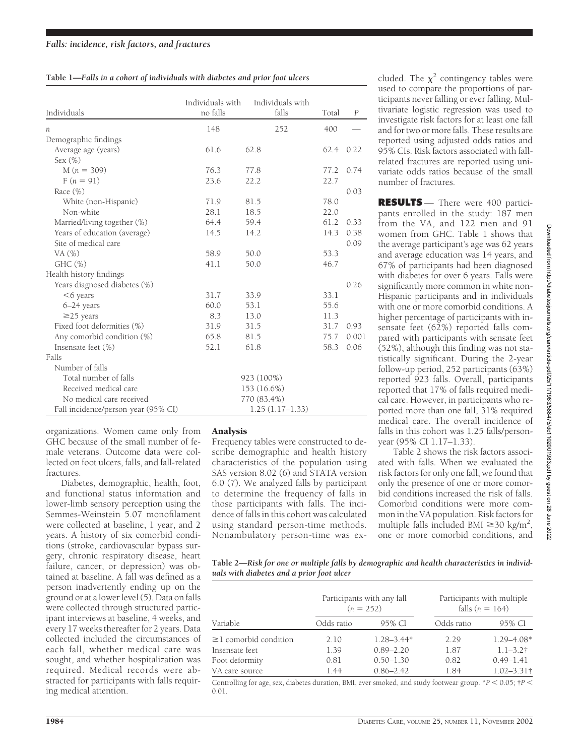**Table 1—Falls in a cohort of individuals with diabetes and prior foot ulcers**

| Individuals | Individuals with no falls | Individuals with falls | Total | *P* |
|---|---|---|---|---|
| *n* | 148 | 252 | 400 | — |
| Demographic findings | | | | |
| Average age (years) | 61.6 | 62.8 | 62.4 | 0.22 |
| Sex (%) | | | | |
| M (*n* = 309) | 76.3 | 77.8 | 77.2 | 0.74 |
| F (*n* = 91) | 23.6 | 22.2 | 22.7 | |
| Race (%) | | | | 0.03 |
| White (non-Hispanic) | 71.9 | 81.5 | 78.0 | |
| Non-white | 28.1 | 18.5 | 22.0 | |
| Married/living together (%) | 64.4 | 59.4 | 61.2 | 0.33 |
| Years of education (average) | 14.5 | 14.2 | 14.3 | 0.38 |
| Site of medical care | | | | 0.09 |
| VA (%) | 58.9 | 50.0 | 53.3 | |
| GHC (%) | 41.1 | 50.0 | 46.7 | |
| Health history findings | | | | |
| Years diagnosed diabetes (%) | | | | 0.26 |
| <6 years | 31.7 | 33.9 | 33.1 | |
| 6–24 years | 60.0 | 53.1 | 55.6 | |
| ≥25 years | 8.3 | 13.0 | 11.3 | |
| Fixed foot deformities (%) | 31.9 | 31.5 | 31.7 | 0.93 |
| Any comorbid condition (%) | 65.8 | 81.5 | 75.7 | 0.001 |
| Insensate feet (%) | 52.1 | 61.8 | 58.3 | 0.06 |
| Falls | | | | |
| Number of falls | | | | |
| Total number of falls | | 923 (100%) | | |
| Received medical care | | 153 (16.6%) | | |
| No medical care received | | 770 (83.4%) | | |
| Fall incidence/person-year (95% CI) | | 1.25 (1.17–1.33) | | |

organizations. Women came only from GHC because of the small number of female veterans. Outcome data were collected on foot ulcers, falls, and fall-related fractures.

Diabetes, demographic, health, foot, and functional status information and lower-limb sensory perception using the Semmes-Weinstein 5.07 monofilament were collected at baseline, 1 year, and 2 years. A history of six comorbid conditions (stroke, cardiovascular bypass surgery, chronic respiratory disease, heart failure, cancer, or depression) was obtained at baseline. A fall was defined as a person inadvertently ending up on the ground or at a lower level (5). Data on falls were collected through structured participant interviews at baseline, 4 weeks, and every 17 weeks thereafter for 2 years. Data collected included the circumstances of each fall, whether medical care was sought, and whether hospitalization was required. Medical records were abstracted for participants with falls requiring medical attention.

### Analysis

Frequency tables were constructed to describe demographic and health history characteristics of the population using SAS version 8.02 (6) and STATA version 6.0 (7). We analyzed falls by participant to determine the frequency of falls in those participants with falls. The incidence of falls in this cohort was calculated using standard person-time methods. Nonambulatory person-time was excluded. The $\chi^2$ contingency tables were used to compare the proportions of participants never falling or ever falling. Multivariate logistic regression was used to investigate risk factors for at least one fall and for two or more falls. These results are reported using adjusted odds ratios and 95% CIs. Risk factors associated with fall-related fractures are reported using univariate odds ratios because of the small number of fractures.

## RESULTS

There were 400 participants enrolled in the study: 187 men from the VA, and 122 men and 91 women from GHC. Table 1 shows that the average participant's age was 62 years and average education was 14 years, and 67% of participants had been diagnosed with diabetes for over 6 years. Falls were significantly more common in white non-Hispanic participants and in individuals with one or more comorbid conditions. A higher percentage of participants with insensate feet (62%) reported falls compared with participants with sensate feet (52%), although this finding was not statistically significant. During the 2-year follow-up period, 252 participants (63%) reported 923 falls. Overall, participants reported that 17% of falls required medical care. However, in participants who reported more than one fall, 31% required medical care. The overall incidence of falls in this cohort was 1.25 falls/person-year (95% CI 1.17–1.33).

Table 2 shows the risk factors associated with falls. When we evaluated the risk factors for only one fall, we found that only the presence of one or more comorbid conditions increased the risk of falls. Comorbid conditions were more common in the VA population. Risk factors for multiple falls included BMI ≥30 kg/m$^2$, one or more comorbid conditions, and

**Table 2—Risk for one or multiple falls by demographic and health characteristics in individuals with diabetes and a prior foot ulcer**

| Variable | Participants with any fall (*n* = 252) | | Participants with multiple falls (*n* = 164) | |
|---|---|---|---|---|
| | Odds ratio | 95% CI | Odds ratio | 95% CI |
| ≥1 comorbid condition | 2.10 | 1.28–3.44* | 2.29 | 1.29–4.08* |
| Insensate feet | 1.39 | 0.89–2.20 | 1.87 | 1.1–3.2† |
| Foot deformity | 0.81 | 0.50–1.30 | 0.82 | 0.49–1.41 |
| VA care source | 1.44 | 0.86–2.42 | 1.84 | 1.02–3.31† |

Controlling for age, sex, diabetes duration, BMI, ever smoked, and study footwear group. *$P < 0.05$; †$P < 0.01$.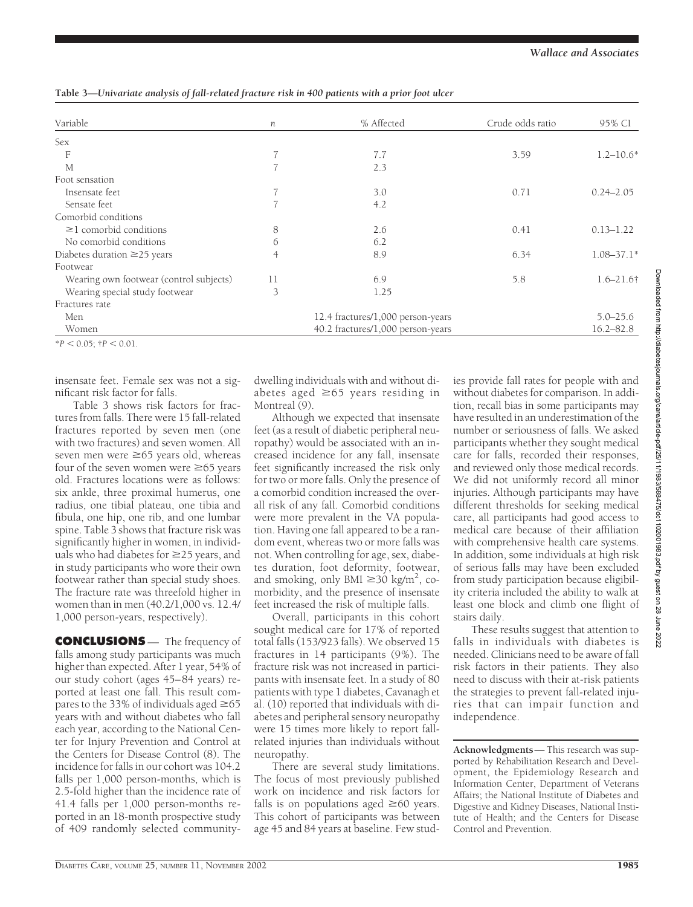**Table 3—Univariate analysis of fall-related fracture risk in 400 patients with a prior foot ulcer**

| Variable | *n* | % Affected | Crude odds ratio | 95% CI |
|---|---|---|---|---|
| Sex | | | | |
| F | 7 | 7.7 | 3.59 | 1.2–10.6* |
| M | 7 | 2.3 | | |
| Foot sensation | | | | |
| Insensate feet | 7 | 3.0 | 0.71 | 0.24–2.05 |
| Sensate feet | 7 | 4.2 | | |
| Comorbid conditions | | | | |
| ≥1 comorbid conditions | 8 | 2.6 | 0.41 | 0.13–1.22 |
| No comorbid conditions | 6 | 6.2 | | |
| Diabetes duration ≥25 years | 4 | 8.9 | 6.34 | 1.08–37.1* |
| Footwear | | | | |
| Wearing own footwear (control subjects) | 11 | 6.9 | 5.8 | 1.6–21.6† |
| Wearing special study footwear | 3 | 1.25 | | |
| Fractures rate | | | | |
| Men | | 12.4 fractures/1,000 person-years | | 5.0–25.6 |
| Women | | 40.2 fractures/1,000 person-years | | 16.2–82.8 |

$*P < 0.05$; $†P < 0.01$.

insensate feet. Female sex was not a significant risk factor for falls.

Table 3 shows risk factors for fractures from falls. There were 15 fall-related fractures reported by seven men (one with two fractures) and seven women. All seven men were ≥65 years old, whereas four of the seven women were ≥65 years old. Fractures locations were as follows: six ankle, three proximal humerus, one radius, one tibial plateau, one tibia and fibula, one hip, one rib, and one lumbar spine. Table 3 shows that fracture risk was significantly higher in women, in individuals who had diabetes for ≥25 years, and in study participants who wore their own footwear rather than special study shoes. The fracture rate was threefold higher in women than in men (40.2/1,000 vs. 12.4/1,000 person-years, respectively).

## CONCLUSIONS

The frequency of falls among study participants was much higher than expected. After 1 year, 54% of our study cohort (ages 45–84 years) reported at least one fall. This result compares to the 33% of individuals aged ≥65 years with and without diabetes who fall each year, according to the National Center for Injury Prevention and Control at the Centers for Disease Control (8). The incidence for falls in our cohort was 104.2 falls per 1,000 person-months, which is 2.5-fold higher than the incidence rate of 41.4 falls per 1,000 person-months reported in an 18-month prospective study of 409 randomly selected community-dwelling individuals with and without diabetes aged ≥65 years residing in Montreal (9).

Although we expected that insensate feet (as a result of diabetic peripheral neuropathy) would be associated with an increased incidence for any fall, insensate feet significantly increased the risk only for two or more falls. Only the presence of a comorbid condition increased the overall risk of any fall. Comorbid conditions were more prevalent in the VA population. Having one fall appeared to be a random event, whereas two or more falls was not. When controlling for age, sex, diabetes duration, foot deformity, footwear, and smoking, only BMI $\geq 30$ kg/m$^2$, comorbidity, and the presence of insensate feet increased the risk of multiple falls.

Overall, participants in this cohort sought medical care for 17% of reported total falls (153/923 falls). We observed 15 fractures in 14 participants (9%). The fracture risk was not increased in participants with insensate feet. In a study of 80 patients with type 1 diabetes, Cavanagh et al. (10) reported that individuals with diabetes and peripheral sensory neuropathy were 15 times more likely to report fall-related injuries than individuals without neuropathy.

There are several study limitations. The focus of most previously published work on incidence and risk factors for falls is on populations aged ≥60 years. This cohort of participants was between age 45 and 84 years at baseline. Few studies provide fall rates for people with and without diabetes for comparison. In addition, recall bias in some participants may have resulted in an underestimation of the number or seriousness of falls. We asked participants whether they sought medical care for falls, recorded their responses, and reviewed only those medical records. We did not uniformly record all minor injuries. Although participants may have different thresholds for seeking medical care, all participants had good access to medical care because of their affiliation with comprehensive health care systems. In addition, some individuals at high risk of serious falls may have been excluded from study participation because eligibility criteria included the ability to walk at least one block and climb one flight of stairs daily.

These results suggest that attention to falls in individuals with diabetes is needed. Clinicians need to be aware of fall risk factors in their patients. They also need to discuss with their at-risk patients the strategies to prevent fall-related injuries that can impair function and independence.

**Acknowledgments**— This research was supported by Rehabilitation Research and Development, the Epidemiology Research and Information Center, Department of Veterans Affairs; the National Institute of Diabetes and Digestive and Kidney Diseases, National Institute of Health; and the Centers for Disease Control and Prevention.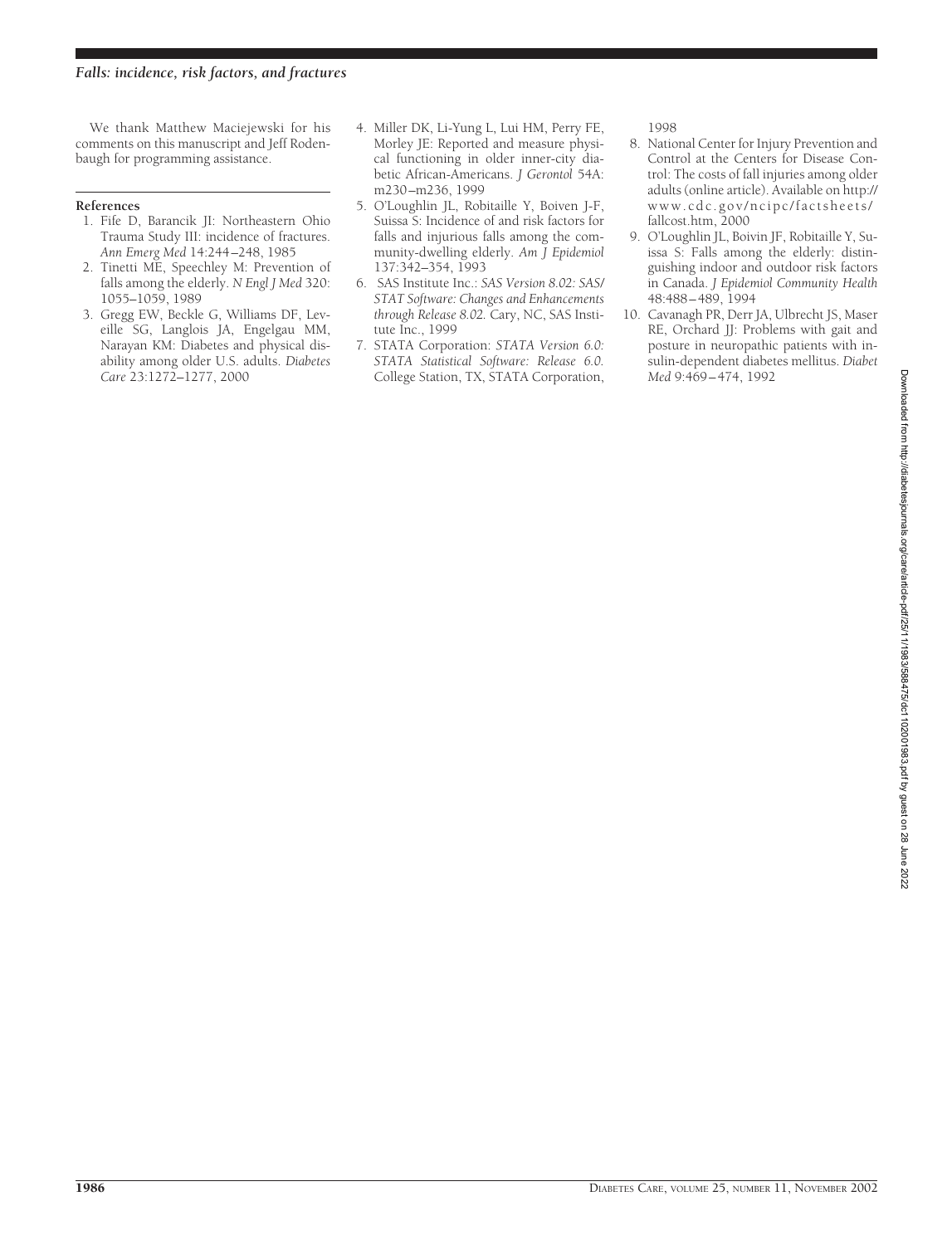We thank Matthew Maciejewski for his comments on this manuscript and Jeff Rodenbaugh for programming assistance.

## References

1. Fife D, Barancik JI: Northeastern Ohio Trauma Study III: incidence of fractures. *Ann Emerg Med* 14:244–248, 1985
2. Tinetti ME, Speechley M: Prevention of falls among the elderly. *N Engl J Med* 320: 1055–1059, 1989
3. Gregg EW, Beckle G, Williams DF, Leveille SG, Langlois JA, Engelgau MM, Narayan KM: Diabetes and physical disability among older U.S. adults. *Diabetes Care* 23:1272–1277, 2000
4. Miller DK, Li-Yung L, Lui HM, Perry FE, Morley JE: Reported and measure physical functioning in older inner-city diabetic African-Americans. *J Gerontol* 54A: m230–m236, 1999
5. O'Loughlin JL, Robitaille Y, Boiven J-F, Suissa S: Incidence of and risk factors for falls and injurious falls among the community-dwelling elderly. *Am J Epidemiol* 137:342–354, 1993
6. SAS Institute Inc.: *SAS Version 8.02: SAS/STAT Software: Changes and Enhancements through Release 8.02.* Cary, NC, SAS Institute Inc., 1999
7. STATA Corporation: *STATA Version 6.0: STATA Statistical Software: Release 6.0.* College Station, TX, STATA Corporation, 1998
8. National Center for Injury Prevention and Control at the Centers for Disease Control: The costs of fall injuries among older adults (online article). Available on http://www.cdc.gov/ncipc/factsheets/fallcost.htm, 2000
9. O'Loughlin JL, Boivin JF, Robitaille Y, Suissa S: Falls among the elderly: distinguishing indoor and outdoor risk factors in Canada. *J Epidemiol Community Health* 48:488–489, 1994
10. Cavanagh PR, Derr JA, Ulbrecht JS, Maser RE, Orchard JJ: Problems with gait and posture in neuropathic patients with insulin-dependent diabetes mellitus. *Diabet Med* 9:469–474, 1992